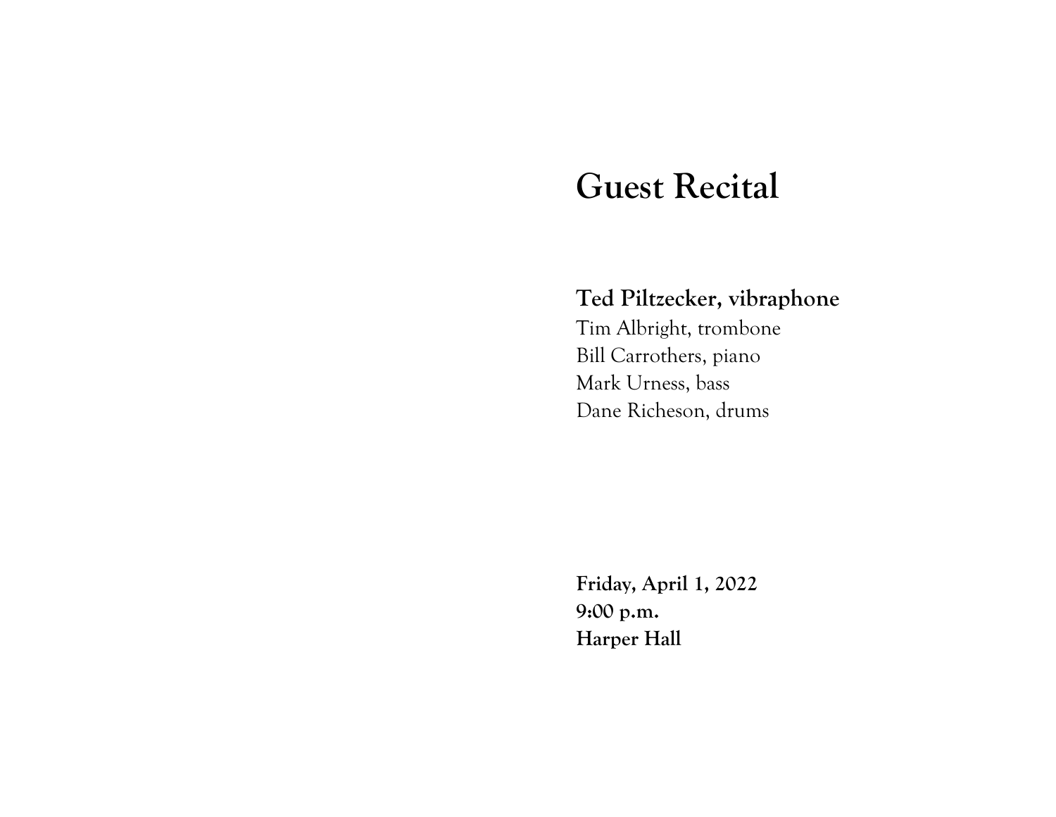# Guest Recital

**Ted Piltzecker, vibraphone**
Tim Albright, trombone
Bill Carrothers, piano
Mark Urness, bass
Dane Richeson, drums

**Friday, April 1, 2022**
**9:00 p.m.**
**Harper Hall**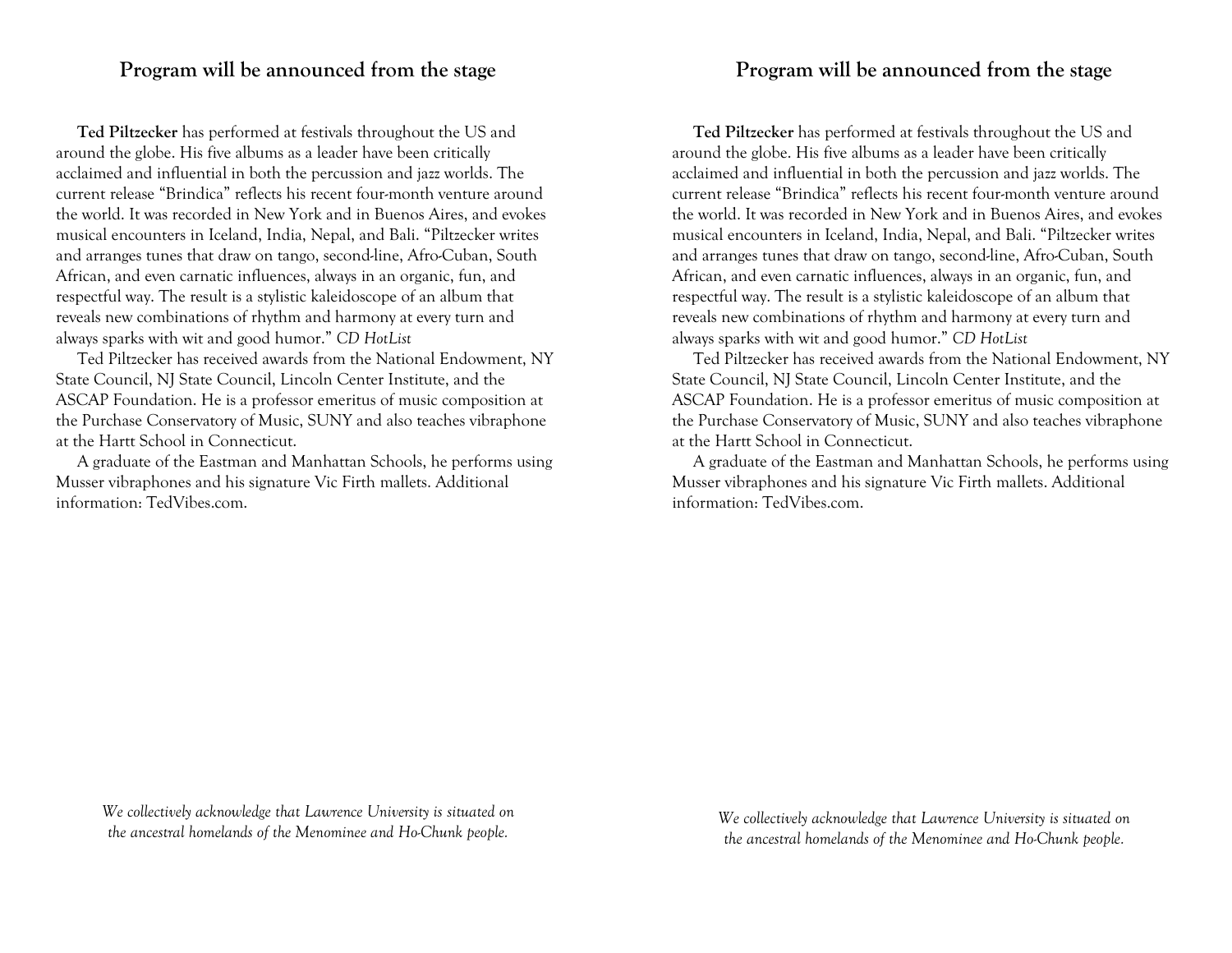## Program will be announced from the stage

**Ted Piltzecker** has performed at festivals throughout the US and around the globe. His five albums as a leader have been critically acclaimed and influential in both the percussion and jazz worlds. The current release "Brindica" reflects his recent four-month venture around the world. It was recorded in New York and in Buenos Aires, and evokes musical encounters in Iceland, India, Nepal, and Bali. "Piltzecker writes and arranges tunes that draw on tango, second-line, Afro-Cuban, South African, and even carnatic influences, always in an organic, fun, and respectful way. The result is a stylistic kaleidoscope of an album that reveals new combinations of rhythm and harmony at every turn and always sparks with wit and good humor." *CD HotList*

Ted Piltzecker has received awards from the National Endowment, NY State Council, NJ State Council, Lincoln Center Institute, and the ASCAP Foundation. He is a professor emeritus of music composition at the Purchase Conservatory of Music, SUNY and also teaches vibraphone at the Hartt School in Connecticut.

A graduate of the Eastman and Manhattan Schools, he performs using Musser vibraphones and his signature Vic Firth mallets. Additional information: TedVibes.com.

*We collectively acknowledge that Lawrence University is situated on the ancestral homelands of the Menominee and Ho-Chunk people.*

## Program will be announced from the stage

**Ted Piltzecker** has performed at festivals throughout the US and around the globe. His five albums as a leader have been critically acclaimed and influential in both the percussion and jazz worlds. The current release "Brindica" reflects his recent four-month venture around the world. It was recorded in New York and in Buenos Aires, and evokes musical encounters in Iceland, India, Nepal, and Bali. "Piltzecker writes and arranges tunes that draw on tango, second-line, Afro-Cuban, South African, and even carnatic influences, always in an organic, fun, and respectful way. The result is a stylistic kaleidoscope of an album that reveals new combinations of rhythm and harmony at every turn and always sparks with wit and good humor." *CD HotList*

Ted Piltzecker has received awards from the National Endowment, NY State Council, NJ State Council, Lincoln Center Institute, and the ASCAP Foundation. He is a professor emeritus of music composition at the Purchase Conservatory of Music, SUNY and also teaches vibraphone at the Hartt School in Connecticut.

A graduate of the Eastman and Manhattan Schools, he performs using Musser vibraphones and his signature Vic Firth mallets. Additional information: TedVibes.com.

*We collectively acknowledge that Lawrence University is situated on the ancestral homelands of the Menominee and Ho-Chunk people.*